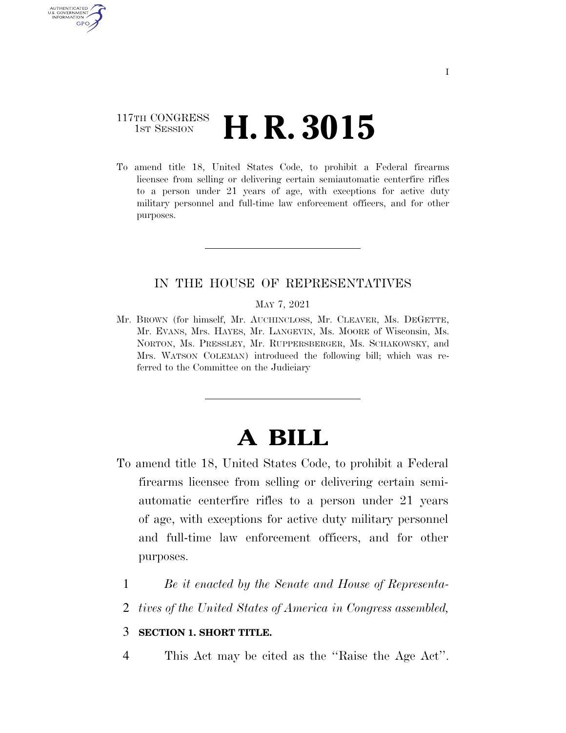117TH CONGRESS
1ST SESSION

# H. R. 3015

To amend title 18, United States Code, to prohibit a Federal firearms licensee from selling or delivering certain semiautomatic centerfire rifles to a person under 21 years of age, with exceptions for active duty military personnel and full-time law enforcement officers, and for other purposes.

---

IN THE HOUSE OF REPRESENTATIVES

MAY 7, 2021

Mr. BROWN (for himself, Mr. AUCHINCLOSS, Mr. CLEAVER, Ms. DEGETTE, Mr. EVANS, Mrs. HAYES, Mr. LANGEVIN, Ms. MOORE of Wisconsin, Ms. NORTON, Ms. PRESSLEY, Mr. RUPPERSBERGER, Ms. SCHAKOWSKY, and Mrs. WATSON COLEMAN) introduced the following bill; which was referred to the Committee on the Judiciary

---

# A BILL

To amend title 18, United States Code, to prohibit a Federal firearms licensee from selling or delivering certain semiautomatic centerfire rifles to a person under 21 years of age, with exceptions for active duty military personnel and full-time law enforcement officers, and for other purposes.

1 *Be it enacted by the Senate and House of Representa-*
2 *tives of the United States of America in Congress assembled,*

3 **SECTION 1. SHORT TITLE.**

4 This Act may be cited as the ''Raise the Age Act''.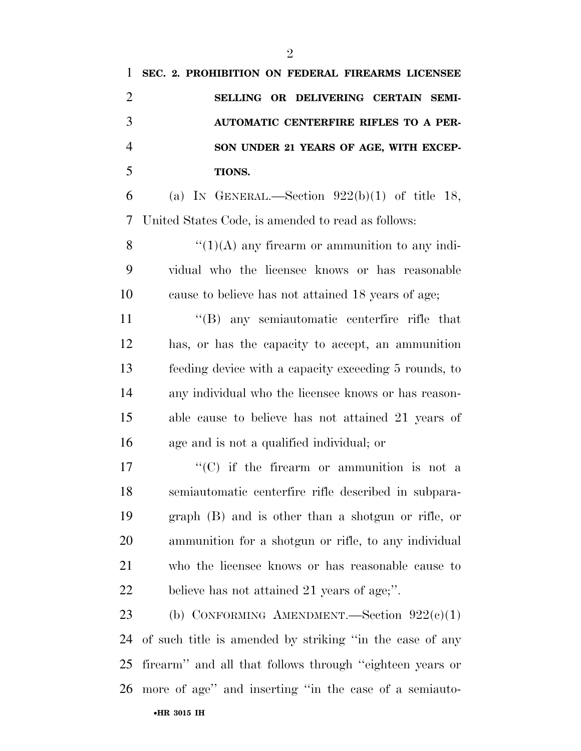**SEC. 2. PROHIBITION ON FEDERAL FIREARMS LICENSEE SELLING OR DELIVERING CERTAIN SEMIAUTOMATIC CENTERFIRE RIFLES TO A PERSON UNDER 21 YEARS OF AGE, WITH EXCEPTIONS.**

(a) IN GENERAL.—Section 922(b)(1) of title 18, United States Code, is amended to read as follows:

"(1)(A) any firearm or ammunition to any individual who the licensee knows or has reasonable cause to believe has not attained 18 years of age;

"(B) any semiautomatic centerfire rifle that has, or has the capacity to accept, an ammunition feeding device with a capacity exceeding 5 rounds, to any individual who the licensee knows or has reasonable cause to believe has not attained 21 years of age and is not a qualified individual; or

"(C) if the firearm or ammunition is not a semiautomatic centerfire rifle described in subparagraph (B) and is other than a shotgun or rifle, or ammunition for a shotgun or rifle, to any individual who the licensee knows or has reasonable cause to believe has not attained 21 years of age;".

(b) CONFORMING AMENDMENT.—Section 922(c)(1) of such title is amended by striking "in the case of any firearm" and all that follows through "eighteen years or more of age" and inserting "in the case of a semiauto-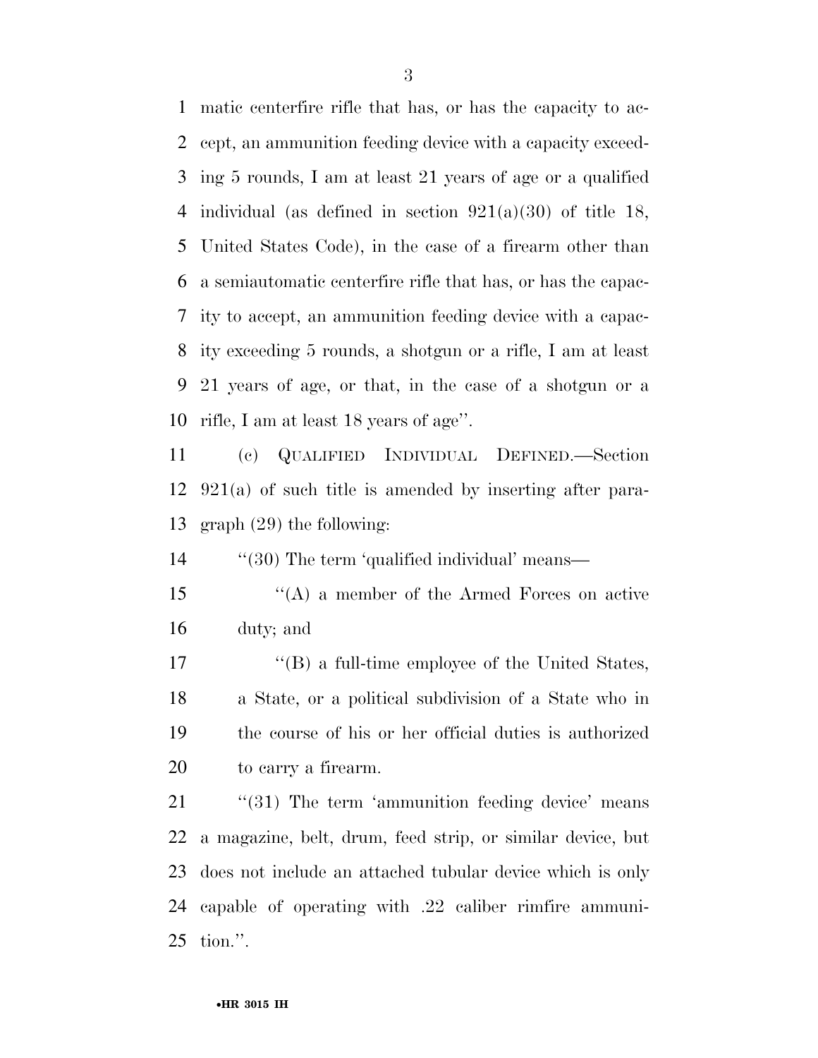matic centerfire rifle that has, or has the capacity to accept, an ammunition feeding device with a capacity exceeding 5 rounds, I am at least 21 years of age or a qualified individual (as defined in section 921(a)(30) of title 18, United States Code), in the case of a firearm other than a semiautomatic centerfire rifle that has, or has the capacity to accept, an ammunition feeding device with a capacity exceeding 5 rounds, a shotgun or a rifle, I am at least 21 years of age, or that, in the case of a shotgun or a rifle, I am at least 18 years of age''.

(c) QUALIFIED INDIVIDUAL DEFINED.—Section 921(a) of such title is amended by inserting after paragraph (29) the following:

''(30) The term 'qualified individual' means—

''(A) a member of the Armed Forces on active duty; and

''(B) a full-time employee of the United States, a State, or a political subdivision of a State who in the course of his or her official duties is authorized to carry a firearm.

''(31) The term 'ammunition feeding device' means a magazine, belt, drum, feed strip, or similar device, but does not include an attached tubular device which is only capable of operating with .22 caliber rimfire ammunition.''.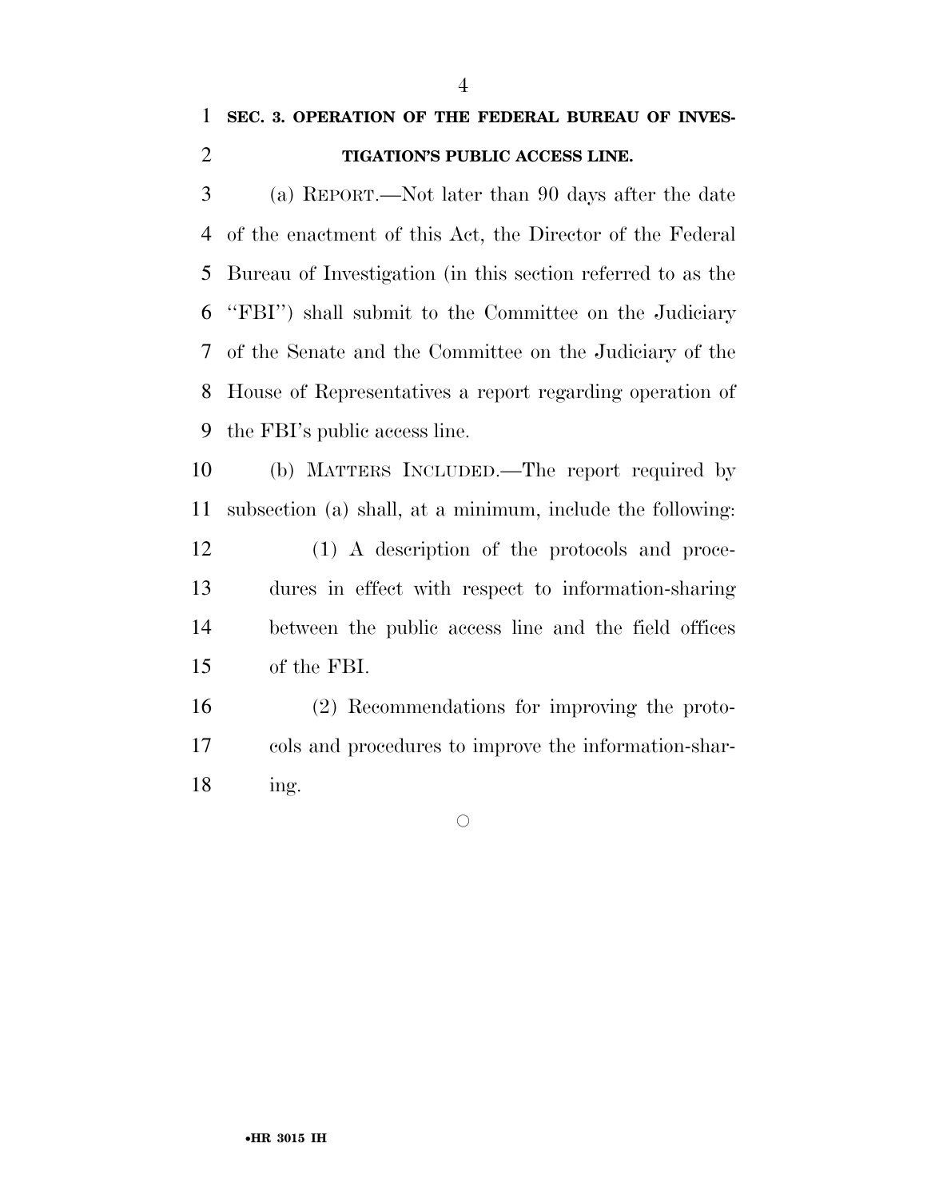**SEC. 3. OPERATION OF THE FEDERAL BUREAU OF INVESTIGATION'S PUBLIC ACCESS LINE.**

(a) REPORT.—Not later than 90 days after the date of the enactment of this Act, the Director of the Federal Bureau of Investigation (in this section referred to as the "FBI") shall submit to the Committee on the Judiciary of the Senate and the Committee on the Judiciary of the House of Representatives a report regarding operation of the FBI's public access line.

(b) MATTERS INCLUDED.—The report required by subsection (a) shall, at a minimum, include the following:

(1) A description of the protocols and procedures in effect with respect to information-sharing between the public access line and the field offices of the FBI.

(2) Recommendations for improving the protocols and procedures to improve the information-sharing.

○